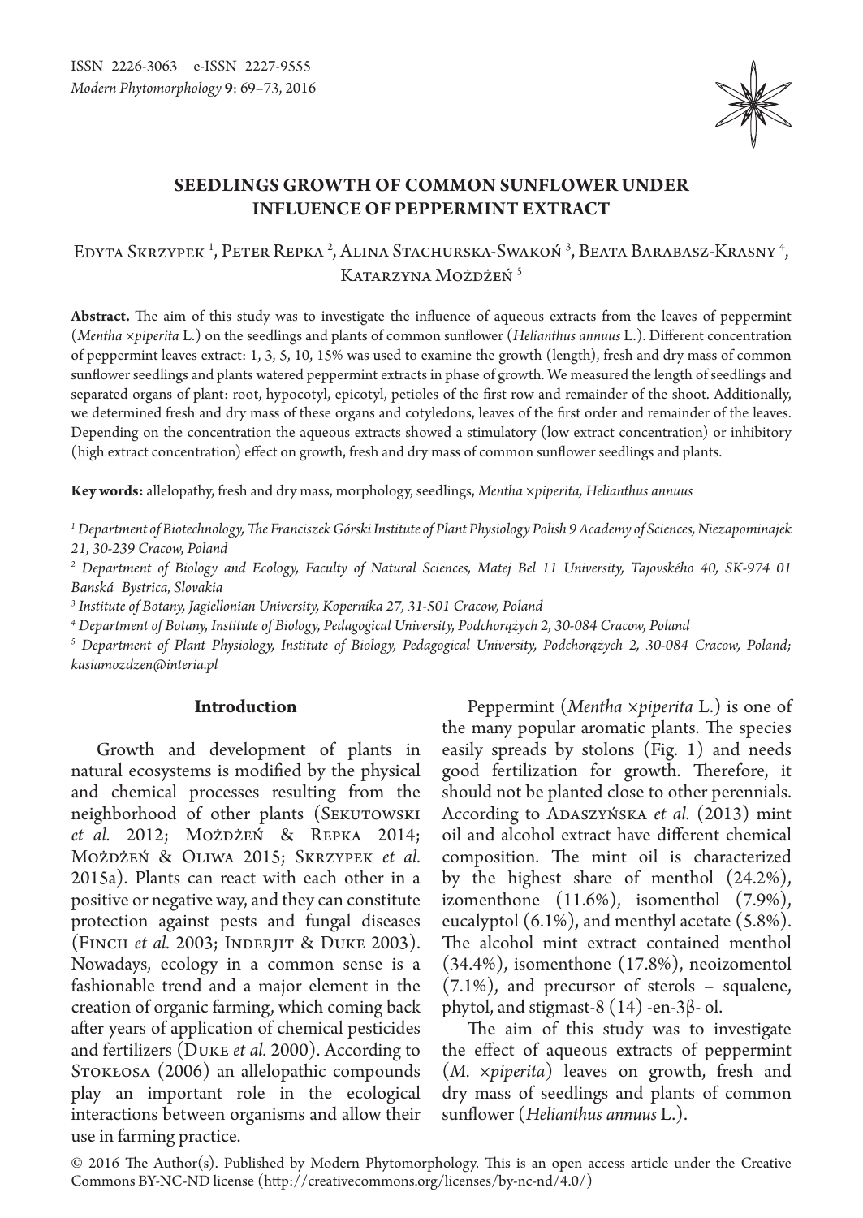ISSN 2226-3063 e-ISSN 2227-9555
*Modern Phytomorphology* **9**: 69–73, 2016

# SEEDLINGS GROWTH OF COMMON SUNFLOWER UNDER INFLUENCE OF PEPPERMINT EXTRACT

Edyta Skrzypek [1], Peter Repka [2], Alina Stachurska-Swakoń [3], Beata Barabasz-Krasny [4], Katarzyna Możdżeń [5]

**Abstract.** The aim of this study was to investigate the influence of aqueous extracts from the leaves of peppermint (*Mentha ×piperita* L.) on the seedlings and plants of common sunflower (*Helianthus annuus* L.). Different concentration of peppermint leaves extract: 1, 3, 5, 10, 15% was used to examine the growth (length), fresh and dry mass of common sunflower seedlings and plants watered peppermint extracts in phase of growth. We measured the length of seedlings and separated organs of plant: root, hypocotyl, epicotyl, petioles of the first row and remainder of the shoot. Additionally, we determined fresh and dry mass of these organs and cotyledons, leaves of the first order and remainder of the leaves. Depending on the concentration the aqueous extracts showed a stimulatory (low extract concentration) or inhibitory (high extract concentration) effect on growth, fresh and dry mass of common sunflower seedlings and plants.

**Key words:** allelopathy, fresh and dry mass, morphology, seedlings, *Mentha ×piperita*, *Helianthus annuus*

[1] *Department of Biotechnology, The Franciszek Górski Institute of Plant Physiology Polish 9 Academy of Sciences, Niezapominajek 21, 30-239 Cracow, Poland*

[2] *Department of Biology and Ecology, Faculty of Natural Sciences, Matej Bel 11 University, Tajovského 40, SK-974 01 Banská Bystrica, Slovakia*

[3] *Institute of Botany, Jagiellonian University, Kopernika 27, 31-501 Cracow, Poland*

[4] *Department of Botany, Institute of Biology, Pedagogical University, Podchorążych 2, 30-084 Cracow, Poland*

[5] *Department of Plant Physiology, Institute of Biology, Pedagogical University, Podchorążych 2, 30-084 Cracow, Poland; kasiamozdzen@interia.pl*

## Introduction

Growth and development of plants in natural ecosystems is modified by the physical and chemical processes resulting from the neighborhood of other plants (Sekutowski *et al.* 2012; Możdżeń & Repka 2014; Możdżeń & Oliwa 2015; Skrzypek *et al.* 2015a). Plants can react with each other in a positive or negative way, and they can constitute protection against pests and fungal diseases (Finch *et al.* 2003; Inderjit & Duke 2003). Nowadays, ecology in a common sense is a fashionable trend and a major element in the creation of organic farming, which coming back after years of application of chemical pesticides and fertilizers (Duke *et al.* 2000). According to Stokłosa (2006) an allelopathic compounds play an important role in the ecological interactions between organisms and allow their use in farming practice.

Peppermint (*Mentha ×piperita* L.) is one of the many popular aromatic plants. The species easily spreads by stolons (Fig. 1) and needs good fertilization for growth. Therefore, it should not be planted close to other perennials. According to Adaszyńska *et al.* (2013) mint oil and alcohol extract have different chemical composition. The mint oil is characterized by the highest share of menthol (24.2%), izomenthone (11.6%), isomenthol (7.9%), eucalyptol (6.1%), and menthyl acetate (5.8%). The alcohol mint extract contained menthol (34.4%), isomenthone (17.8%), neoizomentol (7.1%), and precursor of sterols – squalene, phytol, and stigmast-8 (14) -en-3β- ol.

The aim of this study was to investigate the effect of aqueous extracts of peppermint (*M. ×piperita*) leaves on growth, fresh and dry mass of seedlings and plants of common sunflower (*Helianthus annuus* L.).

© 2016 The Author(s). Published by Modern Phytomorphology. This is an open access article under the Creative Commons BY-NC-ND license (http://creativecommons.org/licenses/by-nc-nd/4.0/)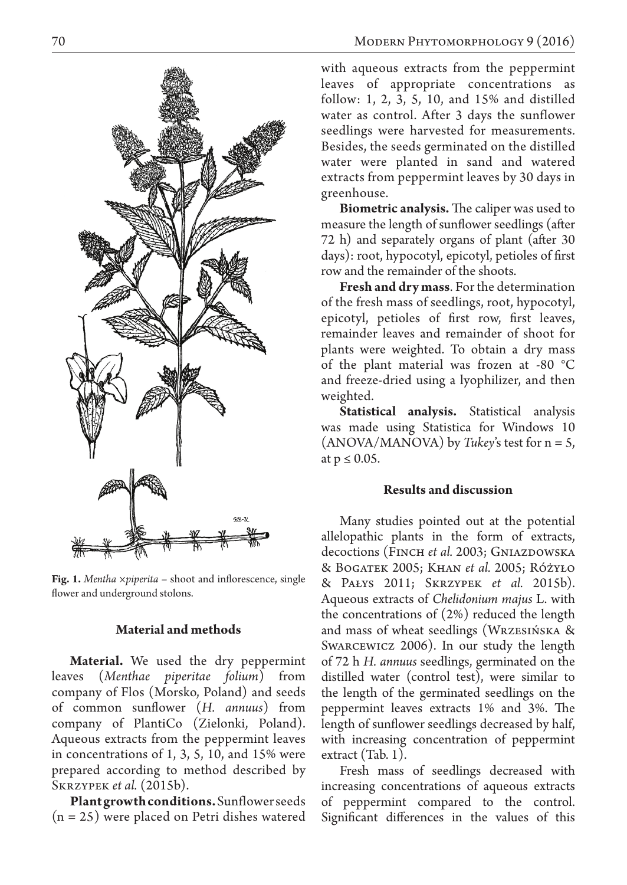Fig. 1. *Mentha ×piperita* – shoot and inflorescence, single flower and underground stolons.

## Material and methods

**Material.** We used the dry peppermint leaves (*Menthae piperitae folium*) from company of Flos (Morsko, Poland) and seeds of common sunflower (*H. annuus*) from company of PlantiCo (Zielonki, Poland). Aqueous extracts from the peppermint leaves in concentrations of 1, 3, 5, 10, and 15% were prepared according to method described by Skrzypek *et al.* (2015b).

**Plant growth conditions.** Sunflower seeds (n = 25) were placed on Petri dishes watered with aqueous extracts from the peppermint leaves of appropriate concentrations as follow: 1, 2, 3, 5, 10, and 15% and distilled water as control. After 3 days the sunflower seedlings were harvested for measurements. Besides, the seeds germinated on the distilled water were planted in sand and watered extracts from peppermint leaves by 30 days in greenhouse.

**Biometric analysis.** The caliper was used to measure the length of sunflower seedlings (after 72 h) and separately organs of plant (after 30 days): root, hypocotyl, epicotyl, petioles of first row and the remainder of the shoots.

**Fresh and dry mass**. For the determination of the fresh mass of seedlings, root, hypocotyl, epicotyl, petioles of first row, first leaves, remainder leaves and remainder of shoot for plants were weighted. To obtain a dry mass of the plant material was frozen at -80 °C and freeze-dried using a lyophilizer, and then weighted.

**Statistical analysis.** Statistical analysis was made using Statistica for Windows 10 (ANOVA/MANOVA) by *Tukey*'s test for n = 5, at $p \leq 0.05$.

## Results and discussion

Many studies pointed out at the potential allelopathic plants in the form of extracts, decoctions (Finch *et al.* 2003; Gniazdowska & Bogatek 2005; Khan *et al.* 2005; Różyło & Pałys 2011; Skrzypek *et al.* 2015b). Aqueous extracts of *Chelidonium majus* L. with the concentrations of (2%) reduced the length and mass of wheat seedlings (Wrzesińska & Swarcewicz 2006). In our study the length of 72 h *H. annuus* seedlings, germinated on the distilled water (control test), were similar to the length of the germinated seedlings on the peppermint leaves extracts 1% and 3%. The length of sunflower seedlings decreased by half, with increasing concentration of peppermint extract (Tab. 1).

Fresh mass of seedlings decreased with increasing concentrations of aqueous extracts of peppermint compared to the control. Significant differences in the values of this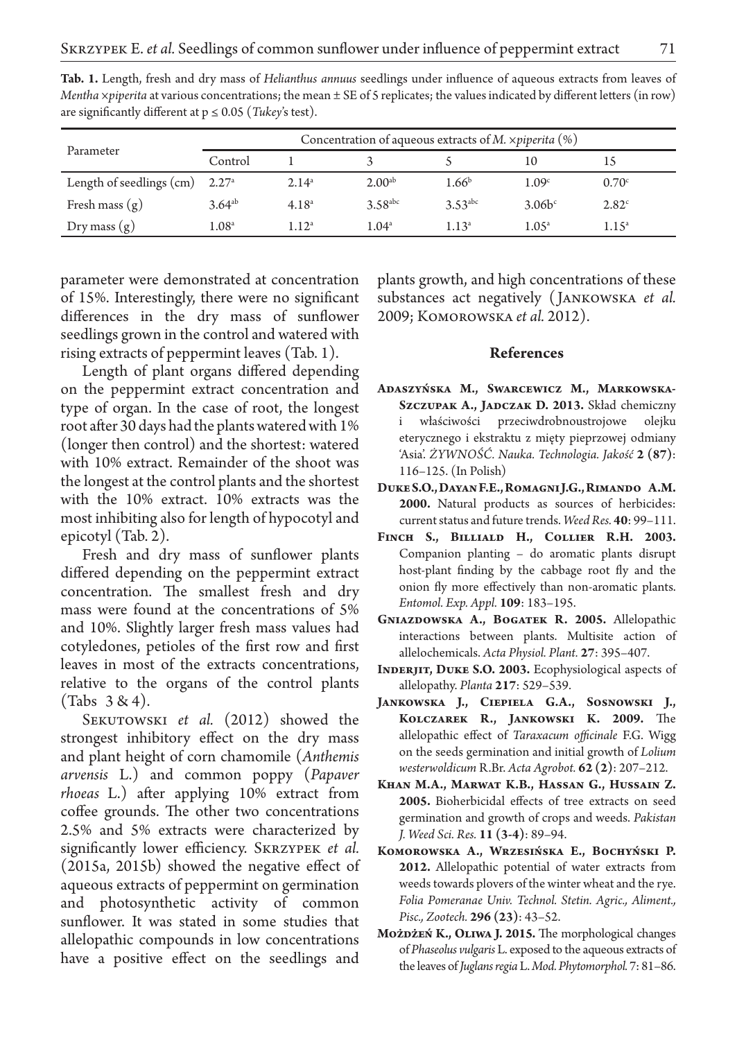**Tab. 1.** Length, fresh and dry mass of *Helianthus annuus* seedlings under influence of aqueous extracts from leaves of *Mentha ×piperita* at various concentrations; the mean ± SE of 5 replicates; the values indicated by different letters (in row) are significantly different at p ≤ 0.05 (*Tukey*'s test).

| Parameter | Concentration of aqueous extracts of *M. ×piperita* (%) | | | | | |
|---|---|---|---|---|---|---|
| | Control | 1 | 3 | 5 | 10 | 15 |
| Length of seedlings (cm) | 2.27ᵃ | 2.14ᵃ | 2.00ᵃᵇ | 1.66ᵇ | 1.09ᶜ | 0.70ᶜ |
| Fresh mass (g) | 3.64ᵃᵇ | 4.18ᵃ | 3.58ᵃᵇᶜ | 3.53ᵃᵇᶜ | 3.06bᶜ | 2.82ᶜ |
| Dry mass (g) | 1.08ᵃ | 1.12ᵃ | 1.04ᵃ | 1.13ᵃ | 1.05ᵃ | 1.15ᵃ |

parameter were demonstrated at concentration of 15%. Interestingly, there were no significant differences in the dry mass of sunflower seedlings grown in the control and watered with rising extracts of peppermint leaves (Tab. 1).

Length of plant organs differed depending on the peppermint extract concentration and type of organ. In the case of root, the longest root after 30 days had the plants watered with 1% (longer then control) and the shortest: watered with 10% extract. Remainder of the shoot was the longest at the control plants and the shortest with the 10% extract. 10% extracts was the most inhibiting also for length of hypocotyl and epicotyl (Tab. 2).

Fresh and dry mass of sunflower plants differed depending on the peppermint extract concentration. The smallest fresh and dry mass were found at the concentrations of 5% and 10%. Slightly larger fresh mass values had cotyledones, petioles of the first row and first leaves in most of the extracts concentrations, relative to the organs of the control plants (Tabs 3 & 4).

Sekutowski *et al.* (2012) showed the strongest inhibitory effect on the dry mass and plant height of corn chamomile (*Anthemis arvensis* L.) and common poppy (*Papaver rhoeas* L.) after applying 10% extract from coffee grounds. The other two concentrations 2.5% and 5% extracts were characterized by significantly lower efficiency. Skrzypek *et al.* (2015a, 2015b) showed the negative effect of aqueous extracts of peppermint on germination and photosynthetic activity of common sunflower. It was stated in some studies that allelopathic compounds in low concentrations have a positive effect on the seedlings and plants growth, and high concentrations of these substances act negatively (Jankowska *et al.* 2009; Komorowska *et al.* 2012).

## References

**Adaszyńska M., Swarcewicz M., Markowska-Szczupak A., Jadczak D. 2013.** Skład chemiczny i właściwości przeciwdrobnoustrojowe olejku eterycznego i ekstraktu z mięty pieprzowej odmiany 'Asia'. *ŻYWNOŚĆ. Nauka. Technologia. Jakość* **2 (87)**: 116–125. (In Polish)

**Duke S.O., Dayan F.E., Romagni J.G., Rimando A.M. 2000.** Natural products as sources of herbicides: current status and future trends. *Weed Res.* **40**: 99–111.

**Finch S., Billiald H., Collier R.H. 2003.** Companion planting – do aromatic plants disrupt host-plant finding by the cabbage root fly and the onion fly more effectively than non-aromatic plants. *Entomol. Exp. Appl.* **109**: 183–195.

**Gniazdowska A., Bogatek R. 2005.** Allelopathic interactions between plants. Multisite action of allelochemicals. *Acta Physiol. Plant.* **27**: 395–407.

**Inderjit, Duke S.O. 2003.** Ecophysiological aspects of allelopathy. *Planta* **217**: 529–539.

**Jankowska J., Ciepiela G.A., Sosnowski J., Kolczarek R., Jankowski K. 2009.** The allelopathic effect of *Taraxacum officinale* F.G. Wigg on the seeds germination and initial growth of *Lolium westerwoldicum* R.Br. *Acta Agrobot.* **62 (2)**: 207–212.

**Khan M.A., Marwat K.B., Hassan G., Hussain Z. 2005.** Bioherbicidal effects of tree extracts on seed germination and growth of crops and weeds. *Pakistan J. Weed Sci. Res.* **11 (3-4)**: 89–94.

**Komorowska A., Wrzesińska E., Bochyński P. 2012.** Allelopathic potential of water extracts from weeds towards plovers of the winter wheat and the rye. *Folia Pomeranae Univ. Technol. Stetin. Agric., Aliment., Pisc., Zootech.* **296 (23)**: 43–52.

**Możdżeń K., Oliwa J. 2015.** The morphological changes of *Phaseolus vulgaris* L. exposed to the aqueous extracts of the leaves of *Juglans regia* L. *Mod. Phytomorphol.* 7: 81–86.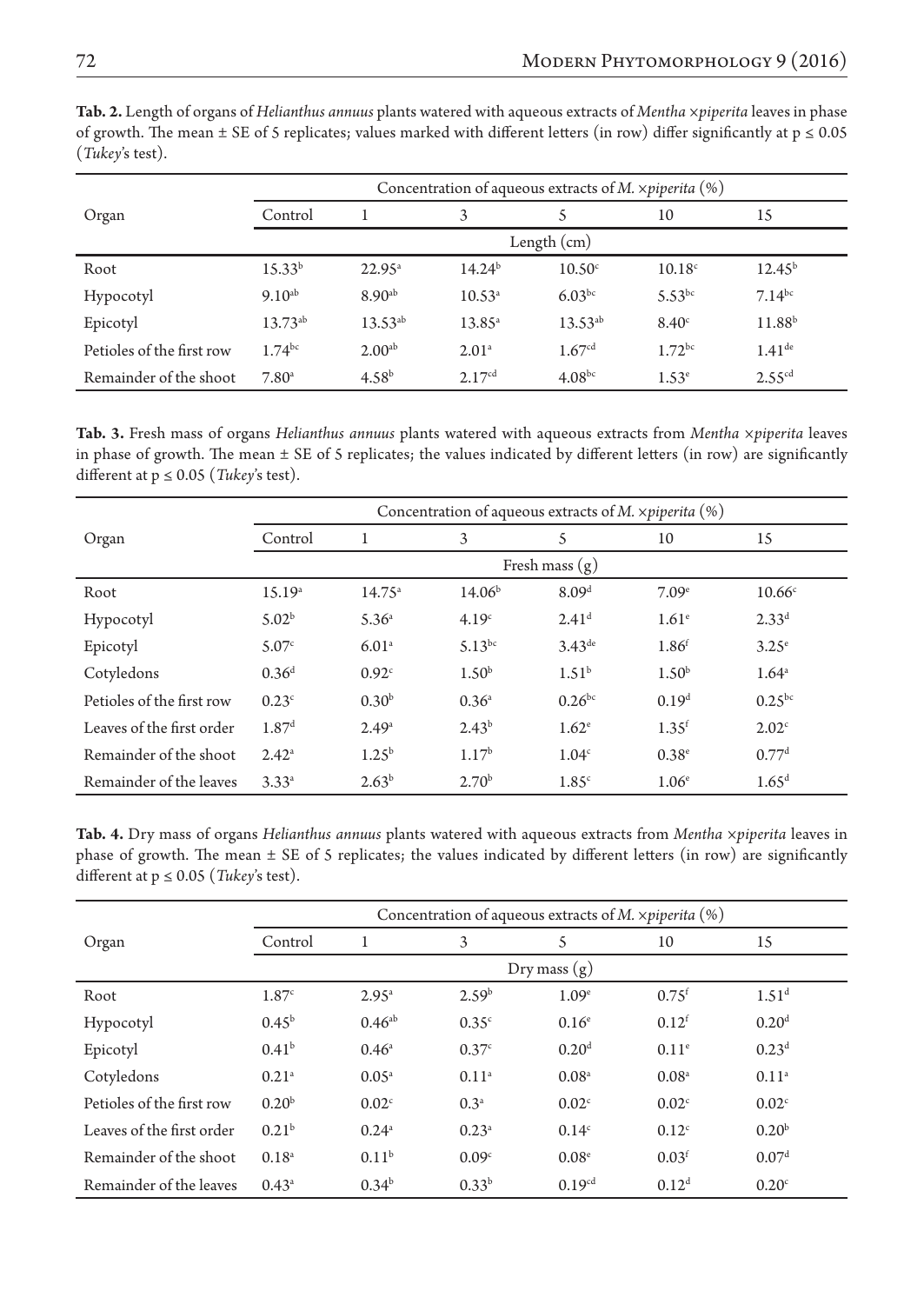**Tab. 2.** Length of organs of *Helianthus annuus* plants watered with aqueous extracts of *Mentha ×piperita* leaves in phase of growth. The mean ± SE of 5 replicates; values marked with different letters (in row) differ significantly at p ≤ 0.05 (*Tukey*'s test).

| Organ | Concentration of aqueous extracts of *M. ×piperita* (%) | | | | | |
|---|---|---|---|---|---|---|
| | Control | 1 | 3 | 5 | 10 | 15 |
| | Length (cm) | | | | | |
| Root | 15.33[b] | 22.95[a] | 14.24[b] | 10.50[c] | 10.18[c] | 12.45[b] |
| Hypocotyl | 9.10[ab] | 8.90[ab] | 10.53[a] | 6.03[bc] | 5.53[bc] | 7.14[bc] |
| Epicotyl | 13.73[ab] | 13.53[ab] | 13.85[a] | 13.53[ab] | 8.40[c] | 11.88[b] |
| Petioles of the first row | 1.74[bc] | 2.00[ab] | 2.01[a] | 1.67[cd] | 1.72[bc] | 1.41[de] |
| Remainder of the shoot | 7.80[a] | 4.58[b] | 2.17[cd] | 4.08[bc] | 1.53[e] | 2.55[cd] |

**Tab. 3.** Fresh mass of organs *Helianthus annuus* plants watered with aqueous extracts from *Mentha ×piperita* leaves in phase of growth. The mean ± SE of 5 replicates; the values indicated by different letters (in row) are significantly different at p ≤ 0.05 (*Tukey*'s test).

| Organ | Concentration of aqueous extracts of *M. ×piperita* (%) | | | | | |
|---|---|---|---|---|---|---|
| | Control | 1 | 3 | 5 | 10 | 15 |
| | Fresh mass (g) | | | | | |
| Root | 15.19[a] | 14.75[a] | 14.06[b] | 8.09[d] | 7.09[e] | 10.66[c] |
| Hypocotyl | 5.02[b] | 5.36[a] | 4.19[c] | 2.41[d] | 1.61[e] | 2.33[d] |
| Epicotyl | 5.07[c] | 6.01[a] | 5.13[bc] | 3.43[de] | 1.86[f] | 3.25[e] |
| Cotyledons | 0.36[d] | 0.92[c] | 1.50[b] | 1.51[b] | 1.50[b] | 1.64[a] |
| Petioles of the first row | 0.23[c] | 0.30[b] | 0.36[a] | 0.26[bc] | 0.19[d] | 0.25[bc] |
| Leaves of the first order | 1.87[d] | 2.49[a] | 2.43[b] | 1.62[e] | 1.35[f] | 2.02[c] |
| Remainder of the shoot | 2.42[a] | 1.25[b] | 1.17[b] | 1.04[c] | 0.38[e] | 0.77[d] |
| Remainder of the leaves | 3.33[a] | 2.63[b] | 2.70[b] | 1.85[c] | 1.06[e] | 1.65[d] |

**Tab. 4.** Dry mass of organs *Helianthus annuus* plants watered with aqueous extracts from *Mentha ×piperita* leaves in phase of growth. The mean ± SE of 5 replicates; the values indicated by different letters (in row) are significantly different at p ≤ 0.05 (*Tukey*'s test).

| Organ | Concentration of aqueous extracts of *M. ×piperita* (%) | | | | | |
|---|---|---|---|---|---|---|
| | Control | 1 | 3 | 5 | 10 | 15 |
| | Dry mass (g) | | | | | |
| Root | 1.87[c] | 2.95[a] | 2.59[b] | 1.09[e] | 0.75[f] | 1.51[d] |
| Hypocotyl | 0.45[b] | 0.46[ab] | 0.35[c] | 0.16[e] | 0.12[f] | 0.20[d] |
| Epicotyl | 0.41[b] | 0.46[a] | 0.37[c] | 0.20[d] | 0.11[e] | 0.23[d] |
| Cotyledons | 0.21[a] | 0.05[a] | 0.11[a] | 0.08[a] | 0.08[a] | 0.11[a] |
| Petioles of the first row | 0.20[b] | 0.02[c] | 0.3[a] | 0.02[c] | 0.02[c] | 0.02[c] |
| Leaves of the first order | 0.21[b] | 0.24[a] | 0.23[a] | 0.14[c] | 0.12[c] | 0.20[b] |
| Remainder of the shoot | 0.18[a] | 0.11[b] | 0.09[c] | 0.08[e] | 0.03[f] | 0.07[d] |
| Remainder of the leaves | 0.43[a] | 0.34[b] | 0.33[b] | 0.19[cd] | 0.12[d] | 0.20[c] |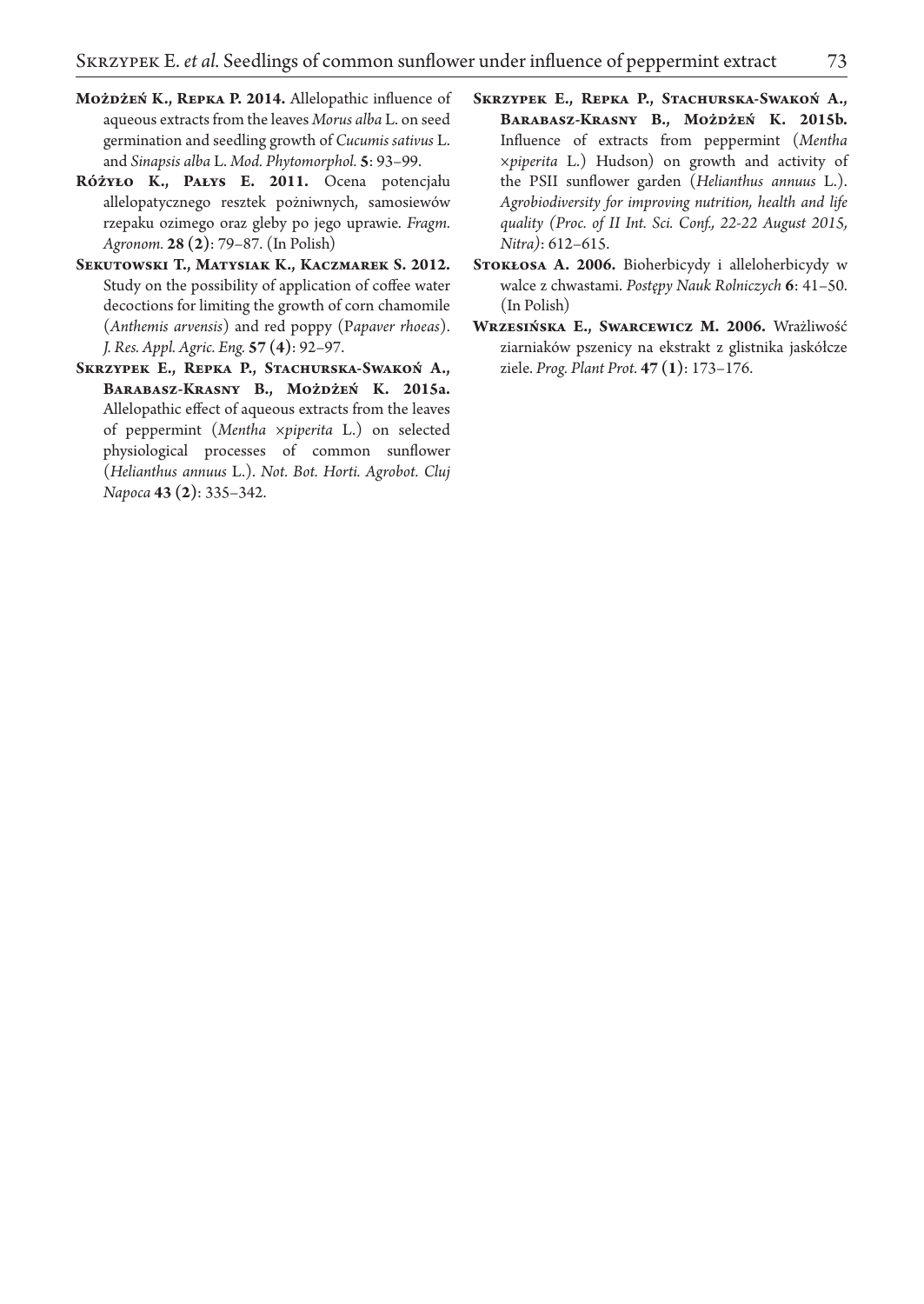**Możdżeń K., Repka P. 2014.** Allelopathic influence of aqueous extracts from the leaves *Morus alba* L. on seed germination and seedling growth of *Cucumis sativus* L. and *Sinapsis alba* L. *Mod. Phytomorphol.* **5**: 93–99.

**Różyło K., Pałys E. 2011.** Ocena potencjału allelopatycznego resztek pożniwnych, samosiewów rzepaku ozimego oraz gleby po jego uprawie. *Fragm. Agronom.* **28 (2)**: 79–87. (In Polish)

**Sekutowski T., Matysiak K., Kaczmarek S. 2012.** Study on the possibility of application of coffee water decoctions for limiting the growth of corn chamomile (*Anthemis arvensis*) and red poppy (P*apaver rhoeas*). *J. Res. Appl. Agric. Eng.* **57 (4)**: 92–97.

**Skrzypek E., Repka P., Stachurska-Swakoń A., Barabasz-Krasny B., Możdżeń K. 2015a.** Allelopathic effect of aqueous extracts from the leaves of peppermint (*Mentha* ×*piperita* L.) on selected physiological processes of common sunflower (*Helianthus annuus* L.). *Not. Bot. Horti. Agrobot. Cluj Napoca* **43 (2)**: 335–342.

**Skrzypek E., Repka P., Stachurska-Swakoń A., Barabasz-Krasny B., Możdżeń K. 2015b.** Influence of extracts from peppermint (*Mentha* ×*piperita* L.) Hudson) on growth and activity of the PSII sunflower garden (*Helianthus annuus* L.). *Agrobiodiversity for improving nutrition, health and life quality (Proc. of II Int. Sci. Conf., 22-22 August 2015, Nitra)*: 612–615.

**Stokłosa A. 2006.** Bioherbicydy i alleloherbicydy w walce z chwastami. *Postępy Nauk Rolniczych* **6**: 41–50. (In Polish)

**Wrzesińska E., Swarcewicz M. 2006.** Wrażliwość ziarniaków pszenicy na ekstrakt z glistnika jaskółcze ziele. *Prog. Plant Prot.* **47 (1)**: 173–176.